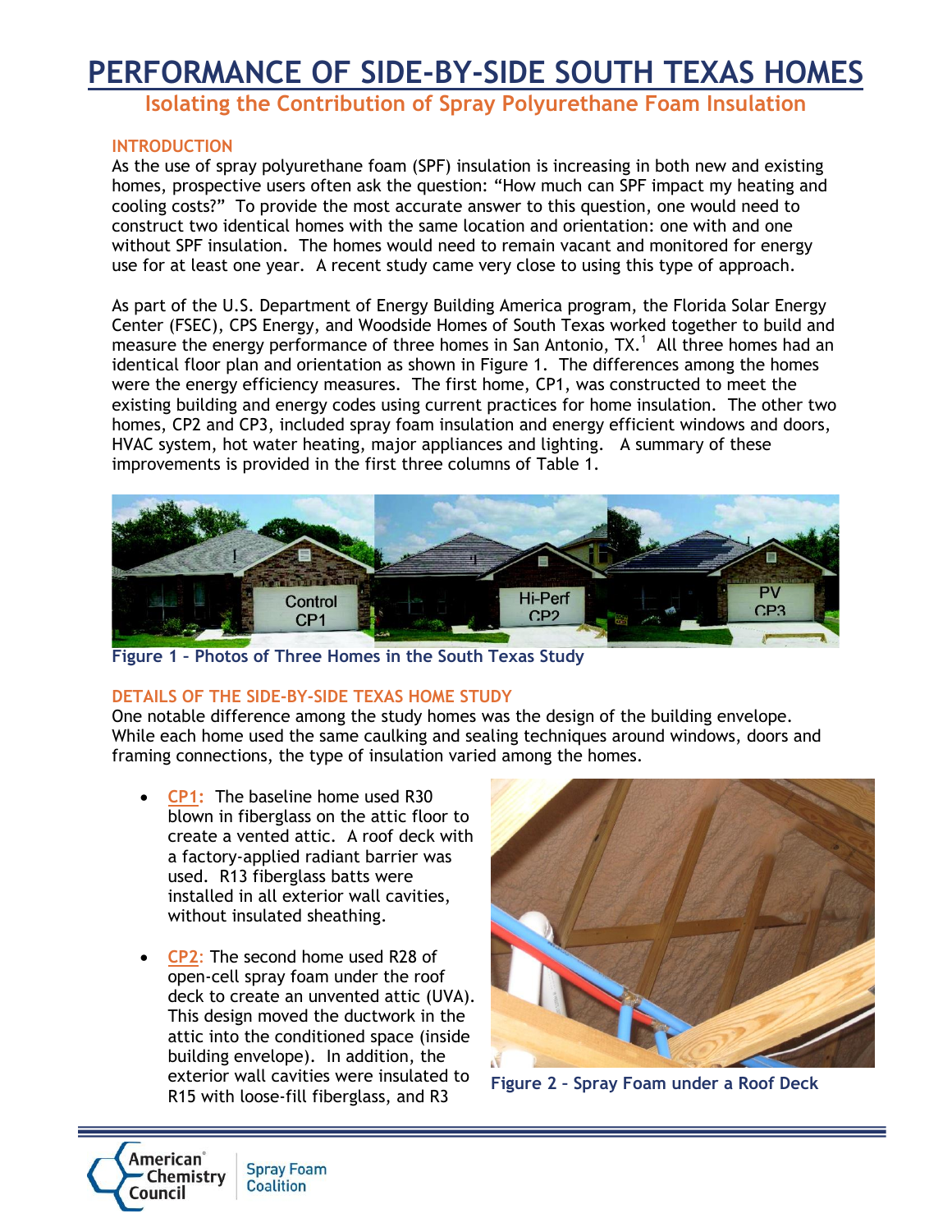# PERFORMANCE OF SIDE-BY-SIDE SOUTH TEXAS HOMES

## Isolating the Contribution of Spray Polyurethane Foam Insulation

### INTRODUCTION

As the use of spray polyurethane foam (SPF) insulation is increasing in both new and existing homes, prospective users often ask the question: "How much can SPF impact my heating and cooling costs?" To provide the most accurate answer to this question, one would need to construct two identical homes with the same location and orientation: one with and one without SPF insulation. The homes would need to remain vacant and monitored for energy use for at least one year. A recent study came very close to using this type of approach.

As part of the U.S. Department of Energy Building America program, the Florida Solar Energy Center (FSEC), CPS Energy, and Woodside Homes of South Texas worked together to build and measure the energy performance of three homes in San Antonio, TX.[1] All three homes had an identical floor plan and orientation as shown in Figure 1. The differences among the homes were the energy efficiency measures. The first home, CP1, was constructed to meet the existing building and energy codes using current practices for home insulation. The other two homes, CP2 and CP3, included spray foam insulation and energy efficient windows and doors, HVAC system, hot water heating, major appliances and lighting. A summary of these improvements is provided in the first three columns of Table 1.

Figure 1 – Photos of Three Homes in the South Texas Study

### DETAILS OF THE SIDE-BY-SIDE TEXAS HOME STUDY

One notable difference among the study homes was the design of the building envelope. While each home used the same caulking and sealing techniques around windows, doors and framing connections, the type of insulation varied among the homes.

- **CP1:** The baseline home used R30 blown in fiberglass on the attic floor to create a vented attic. A roof deck with a factory-applied radiant barrier was used. R13 fiberglass batts were installed in all exterior wall cavities, without insulated sheathing.

- **CP2**: The second home used R28 of open-cell spray foam under the roof deck to create an unvented attic (UVA). This design moved the ductwork in the attic into the conditioned space (inside building envelope). In addition, the exterior wall cavities were insulated to R15 with loose-fill fiberglass, and R3

Figure 2 – Spray Foam under a Roof Deck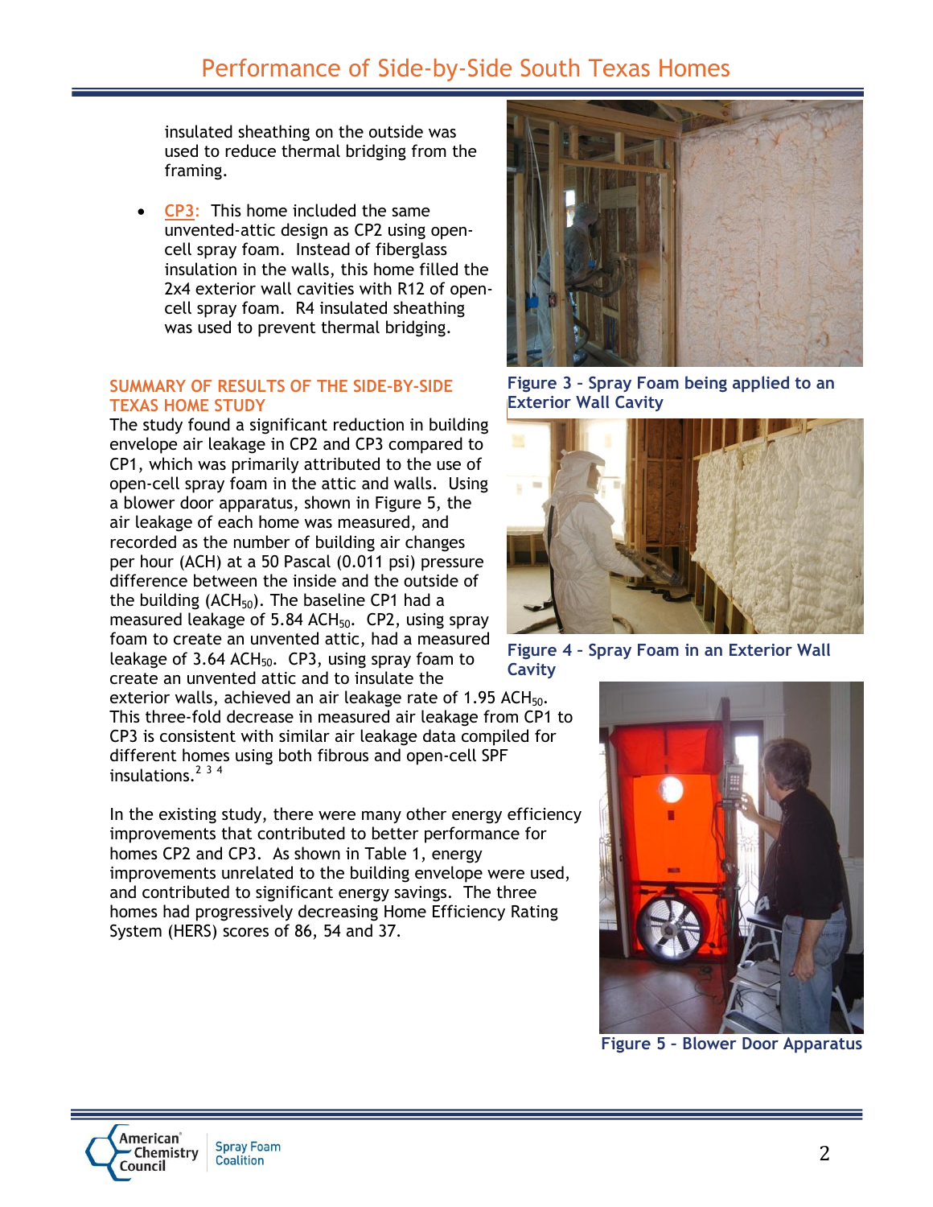insulated sheathing on the outside was used to reduce thermal bridging from the framing.

- CP3: This home included the same unvented-attic design as CP2 using open-cell spray foam. Instead of fiberglass insulation in the walls, this home filled the 2x4 exterior wall cavities with R12 of open-cell spray foam. R4 insulated sheathing was used to prevent thermal bridging.

Figure 3 – Spray Foam being applied to an Exterior Wall Cavity

Figure 4 – Spray Foam in an Exterior Wall Cavity

### SUMMARY OF RESULTS OF THE SIDE-BY-SIDE TEXAS HOME STUDY

The study found a significant reduction in building envelope air leakage in CP2 and CP3 compared to CP1, which was primarily attributed to the use of open-cell spray foam in the attic and walls. Using a blower door apparatus, shown in Figure 5, the air leakage of each home was measured, and recorded as the number of building air changes per hour (ACH) at a 50 Pascal (0.011 psi) pressure difference between the inside and the outside of the building ($ACH_{50}$). The baseline CP1 had a measured leakage of 5.84 $ACH_{50}$. CP2, using spray foam to create an unvented attic, had a measured leakage of 3.64 $ACH_{50}$. CP3, using spray foam to create an unvented attic and to insulate the exterior walls, achieved an air leakage rate of 1.95 $ACH_{50}$. This three-fold decrease in measured air leakage from CP1 to CP3 is consistent with similar air leakage data compiled for different homes using both fibrous and open-cell SPF insulations.[2 3 4]

In the existing study, there were many other energy efficiency improvements that contributed to better performance for homes CP2 and CP3. As shown in Table 1, energy improvements unrelated to the building envelope were used, and contributed to significant energy savings. The three homes had progressively decreasing Home Efficiency Rating System (HERS) scores of 86, 54 and 37.

Figure 5 - Blower Door Apparatus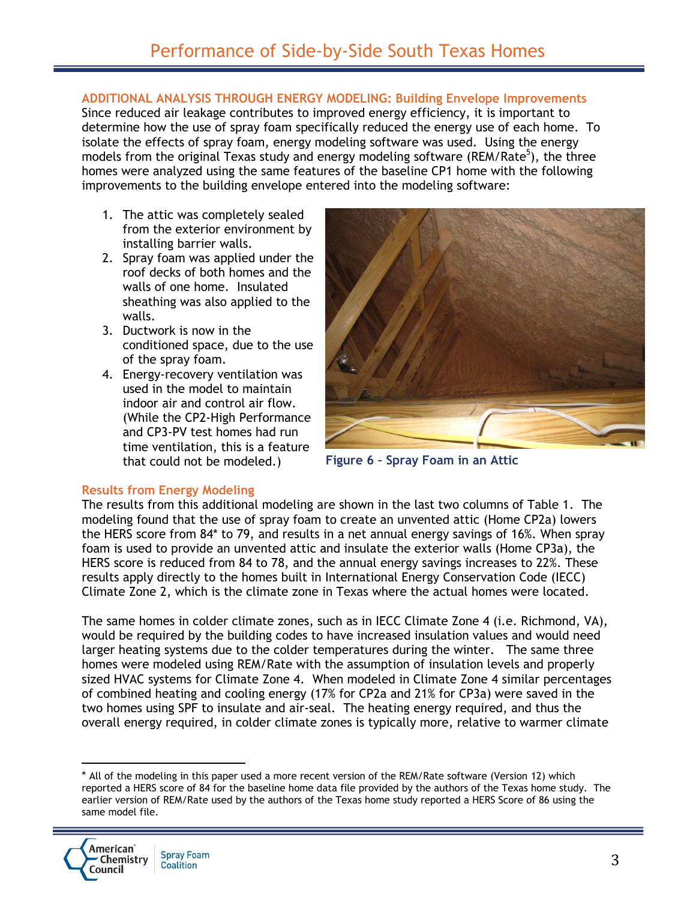### ADDITIONAL ANALYSIS THROUGH ENERGY MODELING: Building Envelope Improvements

Since reduced air leakage contributes to improved energy efficiency, it is important to determine how the use of spray foam specifically reduced the energy use of each home. To isolate the effects of spray foam, energy modeling software was used. Using the energy models from the original Texas study and energy modeling software (REM/Rate[5]), the three homes were analyzed using the same features of the baseline CP1 home with the following improvements to the building envelope entered into the modeling software:

1. The attic was completely sealed from the exterior environment by installing barrier walls.
2. Spray foam was applied under the roof decks of both homes and the walls of one home. Insulated sheathing was also applied to the walls.
3. Ductwork is now in the conditioned space, due to the use of the spray foam.
4. Energy-recovery ventilation was used in the model to maintain indoor air and control air flow. (While the CP2-High Performance and CP3-PV test homes had run time ventilation, this is a feature that could not be modeled.)

**Figure 6 – Spray Foam in an Attic**

### Results from Energy Modeling

The results from this additional modeling are shown in the last two columns of Table 1. The modeling found that the use of spray foam to create an unvented attic (Home CP2a) lowers the HERS score from 84* to 79, and results in a net annual energy savings of 16%. When spray foam is used to provide an unvented attic and insulate the exterior walls (Home CP3a), the HERS score is reduced from 84 to 78, and the annual energy savings increases to 22%. These results apply directly to the homes built in International Energy Conservation Code (IECC) Climate Zone 2, which is the climate zone in Texas where the actual homes were located.

The same homes in colder climate zones, such as in IECC Climate Zone 4 (i.e. Richmond, VA), would be required by the building codes to have increased insulation values and would need larger heating systems due to the colder temperatures during the winter. The same three homes were modeled using REM/Rate with the assumption of insulation levels and properly sized HVAC systems for Climate Zone 4. When modeled in Climate Zone 4 similar percentages of combined heating and cooling energy (17% for CP2a and 21% for CP3a) were saved in the two homes using SPF to insulate and air-seal. The heating energy required, and thus the overall energy required, in colder climate zones is typically more, relative to warmer climate

---

\* All of the modeling in this paper used a more recent version of the REM/Rate software (Version 12) which reported a HERS score of 84 for the baseline home data file provided by the authors of the Texas home study. The earlier version of REM/Rate used by the authors of the Texas home study reported a HERS Score of 86 using the same model file.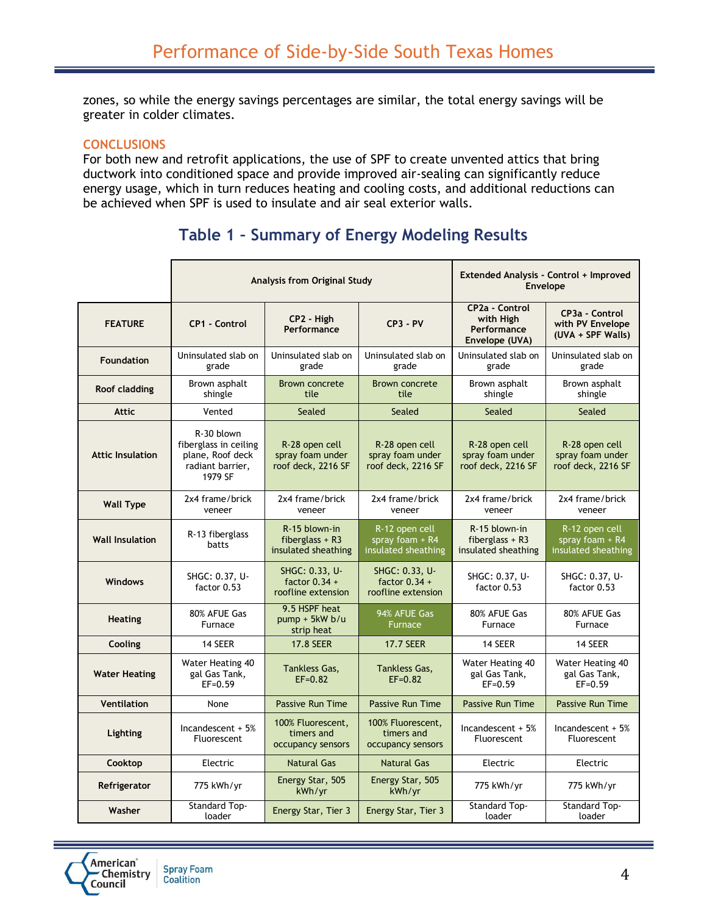zones, so while the energy savings percentages are similar, the total energy savings will be greater in colder climates.

## CONCLUSIONS

For both new and retrofit applications, the use of SPF to create unvented attics that bring ductwork into conditioned space and provide improved air-sealing can significantly reduce energy usage, which in turn reduces heating and cooling costs, and additional reductions can be achieved when SPF is used to insulate and air seal exterior walls.

## Table 1 – Summary of Energy Modeling Results

| | Analysis from Original Study | | | Extended Analysis - Control + Improved Envelope | |
|---|---|---|---|---|---|
| **FEATURE** | **CP1 - Control** | **CP2 - High Performance** | **CP3 - PV** | **CP2a - Control with High Performance Envelope (UVA)** | **CP3a - Control with PV Envelope (UVA + SPF Walls)** |
| **Foundation** | Uninsulated slab on grade | Uninsulated slab on grade | Uninsulated slab on grade | Uninsulated slab on grade | Uninsulated slab on grade |
| **Roof cladding** | Brown asphalt shingle | Brown concrete tile | Brown concrete tile | Brown asphalt shingle | Brown asphalt shingle |
| **Attic** | Vented | Sealed | Sealed | Sealed | Sealed |
| **Attic Insulation** | R-30 blown fiberglass in ceiling plane, Roof deck radiant barrier, 1979 SF | R-28 open cell spray foam under roof deck, 2216 SF | R-28 open cell spray foam under roof deck, 2216 SF | R-28 open cell spray foam under roof deck, 2216 SF | R-28 open cell spray foam under roof deck, 2216 SF |
| **Wall Type** | 2x4 frame/brick veneer | 2x4 frame/brick veneer | 2x4 frame/brick veneer | 2x4 frame/brick veneer | 2x4 frame/brick veneer |
| **Wall Insulation** | R-13 fiberglass batts | R-15 blown-in fiberglass + R3 insulated sheathing | R-12 open cell spray foam + R4 insulated sheathing | R-15 blown-in fiberglass + R3 insulated sheathing | R-12 open cell spray foam + R4 insulated sheathing |
| **Windows** | SHGC: 0.37, U-factor 0.53 | SHGC: 0.33, U-factor 0.34 + roofline extension | SHGC: 0.33, U-factor 0.34 + roofline extension | SHGC: 0.37, U-factor 0.53 | SHGC: 0.37, U-factor 0.53 |
| **Heating** | 80% AFUE Gas Furnace | 9.5 HSPF heat pump + 5kW b/u strip heat | 94% AFUE Gas Furnace | 80% AFUE Gas Furnace | 80% AFUE Gas Furnace |
| **Cooling** | 14 SEER | 17.8 SEER | 17.7 SEER | 14 SEER | 14 SEER |
| **Water Heating** | Water Heating 40 gal Gas Tank, EF=0.59 | Tankless Gas, EF=0.82 | Tankless Gas, EF=0.82 | Water Heating 40 gal Gas Tank, EF=0.59 | Water Heating 40 gal Gas Tank, EF=0.59 |
| **Ventilation** | None | Passive Run Time | Passive Run Time | Passive Run Time | Passive Run Time |
| **Lighting** | Incandescent + 5% Fluorescent | 100% Fluorescent, timers and occupancy sensors | 100% Fluorescent, timers and occupancy sensors | Incandescent + 5% Fluorescent | Incandescent + 5% Fluorescent |
| **Cooktop** | Electric | Natural Gas | Natural Gas | Electric | Electric |
| **Refrigerator** | 775 kWh/yr | Energy Star, 505 kWh/yr | Energy Star, 505 kWh/yr | 775 kWh/yr | 775 kWh/yr |
| **Washer** | Standard Top-loader | Energy Star, Tier 3 | Energy Star, Tier 3 | Standard Top-loader | Standard Top-loader |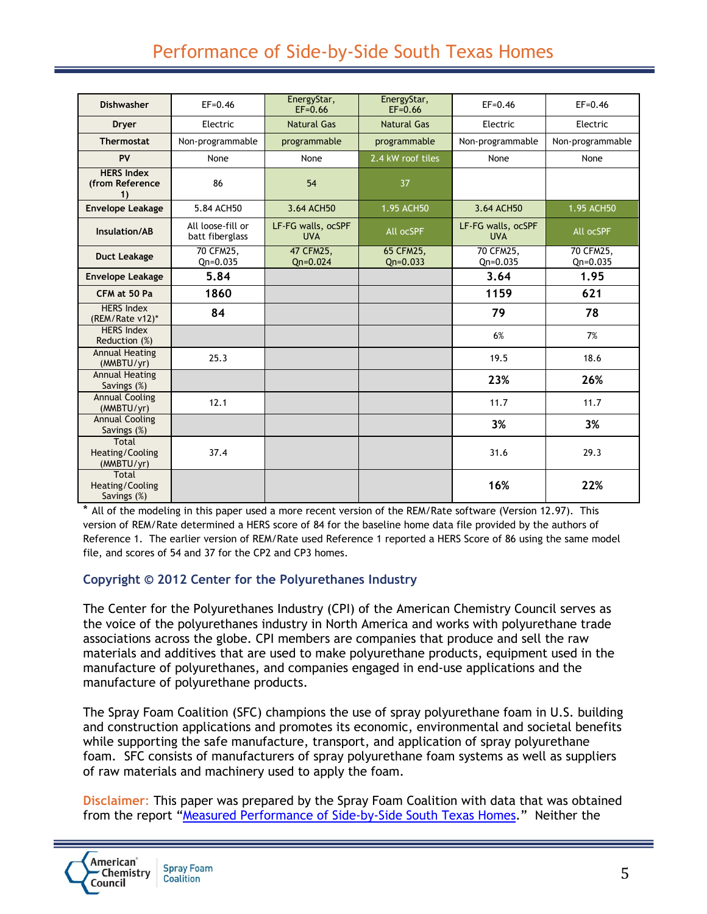| Dishwasher | EF=0.46 | EnergyStar, EF=0.66 | EnergyStar, EF=0.66 | EF=0.46 | EF=0.46 |
|---|---|---|---|---|---|
| Dryer | Electric | Natural Gas | Natural Gas | Electric | Electric |
| Thermostat | Non-programmable | programmable | programmable | Non-programmable | Non-programmable |
| PV | None | None | 2.4 kW roof tiles | None | None |
| HERS Index (from Reference 1) | 86 | 54 | 37 | | |
| Envelope Leakage | 5.84 ACH50 | 3.64 ACH50 | 1.95 ACH50 | 3.64 ACH50 | 1.95 ACH50 |
| Insulation/AB | All loose-fill or batt fiberglass | LF-FG walls, ocSPF UVA | All ocSPF | LF-FG walls, ocSPF UVA | All ocSPF |
| Duct Leakage | 70 CFM25, Qn=0.035 | 47 CFM25, Qn=0.024 | 65 CFM25, Qn=0.033 | 70 CFM25, Qn=0.035 | 70 CFM25, Qn=0.035 |
| Envelope Leakage | **5.84** | | | **3.64** | **1.95** |
| CFM at 50 Pa | **1860** | | | **1159** | **621** |
| HERS Index (REM/Rate v12)* | **84** | | | **79** | **78** |
| HERS Index Reduction (%) | | | | 6% | 7% |
| Annual Heating (MMBTU/yr) | 25.3 | | | 19.5 | 18.6 |
| Annual Heating Savings (%) | | | | **23%** | **26%** |
| Annual Cooling (MMBTU/yr) | 12.1 | | | 11.7 | 11.7 |
| Annual Cooling Savings (%) | | | | **3%** | **3%** |
| Total Heating/Cooling (MMBTU/yr) | 37.4 | | | 31.6 | 29.3 |
| Total Heating/Cooling Savings (%) | | | | **16%** | **22%** |

\* All of the modeling in this paper used a more recent version of the REM/Rate software (Version 12.97). This version of REM/Rate determined a HERS score of 84 for the baseline home data file provided by the authors of Reference 1. The earlier version of REM/Rate used Reference 1 reported a HERS Score of 86 using the same model file, and scores of 54 and 37 for the CP2 and CP3 homes.

### Copyright © 2012 Center for the Polyurethanes Industry

The Center for the Polyurethanes Industry (CPI) of the American Chemistry Council serves as the voice of the polyurethanes industry in North America and works with polyurethane trade associations across the globe. CPI members are companies that produce and sell the raw materials and additives that are used to make polyurethane products, equipment used in the manufacture of polyurethanes, and companies engaged in end-use applications and the manufacture of polyurethane products.

The Spray Foam Coalition (SFC) champions the use of spray polyurethane foam in U.S. building and construction applications and promotes its economic, environmental and societal benefits while supporting the safe manufacture, transport, and application of spray polyurethane foam. SFC consists of manufacturers of spray polyurethane foam systems as well as suppliers of raw materials and machinery used to apply the foam.

**Disclaimer:** This paper was prepared by the Spray Foam Coalition with data that was obtained from the report "Measured Performance of Side-by-Side South Texas Homes." Neither the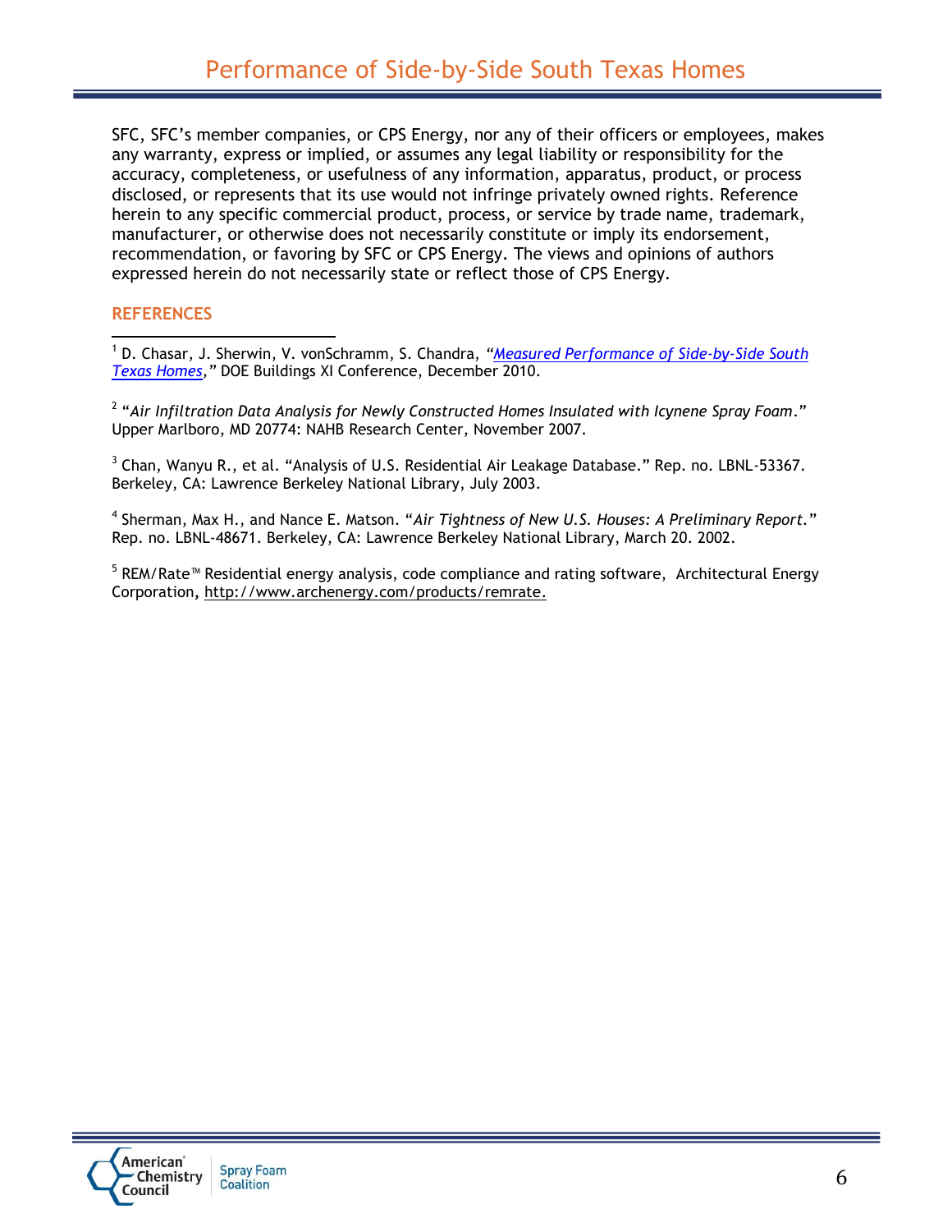SFC, SFC's member companies, or CPS Energy, nor any of their officers or employees, makes any warranty, express or implied, or assumes any legal liability or responsibility for the accuracy, completeness, or usefulness of any information, apparatus, product, or process disclosed, or represents that its use would not infringe privately owned rights. Reference herein to any specific commercial product, process, or service by trade name, trademark, manufacturer, or otherwise does not necessarily constitute or imply its endorsement, recommendation, or favoring by SFC or CPS Energy. The views and opinions of authors expressed herein do not necessarily state or reflect those of CPS Energy.

## REFERENCES

[1] D. Chasar, J. Sherwin, V. vonSchramm, S. Chandra, *"Measured Performance of Side-by-Side South Texas Homes,"* DOE Buildings XI Conference, December 2010.

[2] "*Air Infiltration Data Analysis for Newly Constructed Homes Insulated with Icynene Spray Foam*." Upper Marlboro, MD 20774: NAHB Research Center, November 2007.

[3] Chan, Wanyu R., et al. "Analysis of U.S. Residential Air Leakage Database." Rep. no. LBNL-53367. Berkeley, CA: Lawrence Berkeley National Library, July 2003.

[4] Sherman, Max H., and Nance E. Matson. "*Air Tightness of New U.S. Houses: A Preliminary Report.*" Rep. no. LBNL-48671. Berkeley, CA: Lawrence Berkeley National Library, March 20. 2002.

[5] REM/Rate™ Residential energy analysis, code compliance and rating software, Architectural Energy Corporation, http://www.archenergy.com/products/remrate.